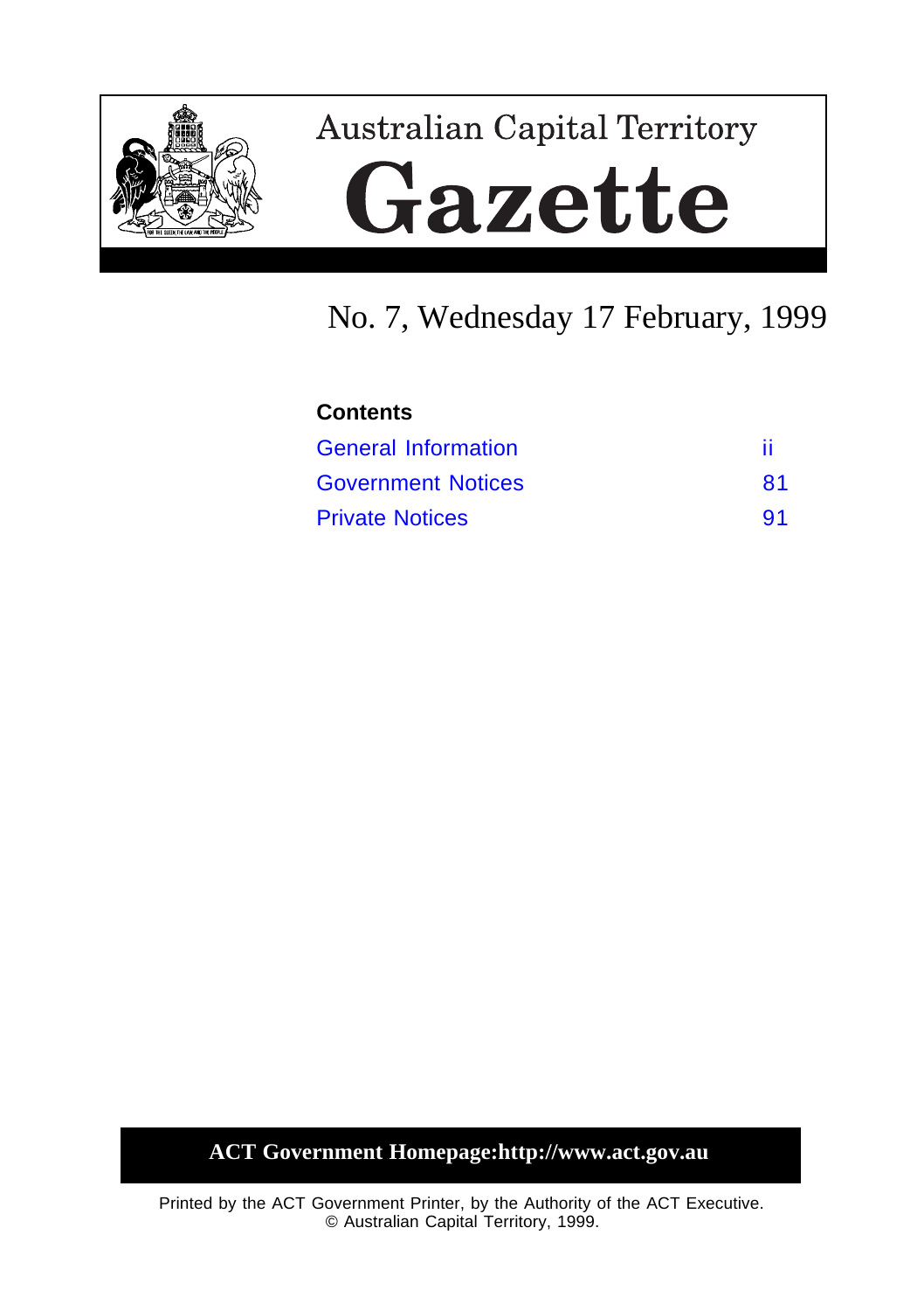# Australian Capital Territory Gazette

No. 7, Wednesday 17 February, 1999

### Contents

| | |
|---|---|
| General Information | ii |
| Government Notices | 81 |
| Private Notices | 91 |

**ACT Government Homepage:http://www.act.gov.au**

Printed by the ACT Government Printer, by the Authority of the ACT Executive.
© Australian Capital Territory, 1999.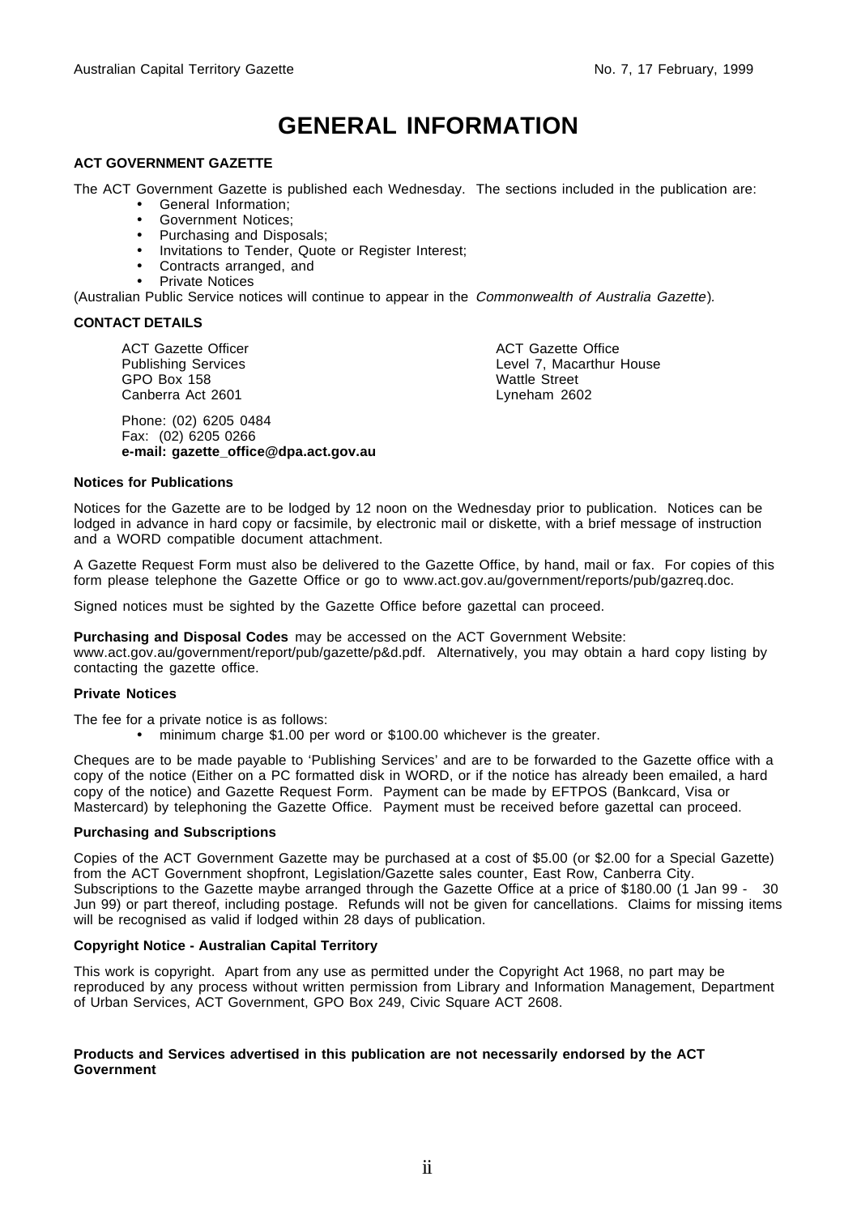# GENERAL INFORMATION

**ACT GOVERNMENT GAZETTE**

The ACT Government Gazette is published each Wednesday. The sections included in the publication are:

- General Information;
- Government Notices;
- Purchasing and Disposals;
- Invitations to Tender, Quote or Register Interest;
- Contracts arranged, and
- Private Notices

(Australian Public Service notices will continue to appear in the *Commonwealth of Australia Gazette*).

**CONTACT DETAILS**

ACT Gazette Officer
Publishing Services
GPO Box 158
Canberra Act 2601

ACT Gazette Office
Level 7, Macarthur House
Wattle Street
Lyneham 2602

Phone: (02) 6205 0484
Fax: (02) 6205 0266
**e-mail: gazette_office@dpa.act.gov.au**

**Notices for Publications**

Notices for the Gazette are to be lodged by 12 noon on the Wednesday prior to publication. Notices can be lodged in advance in hard copy or facsimile, by electronic mail or diskette, with a brief message of instruction and a WORD compatible document attachment.

A Gazette Request Form must also be delivered to the Gazette Office, by hand, mail or fax. For copies of this form please telephone the Gazette Office or go to www.act.gov.au/government/reports/pub/gazreq.doc.

Signed notices must be sighted by the Gazette Office before gazettal can proceed.

**Purchasing and Disposal Codes** may be accessed on the ACT Government Website: www.act.gov.au/government/report/pub/gazette/p&d.pdf. Alternatively, you may obtain a hard copy listing by contacting the gazette office.

**Private Notices**

The fee for a private notice is as follows:

- minimum charge $1.00 per word or $100.00 whichever is the greater.

Cheques are to be made payable to 'Publishing Services' and are to be forwarded to the Gazette office with a copy of the notice (Either on a PC formatted disk in WORD, or if the notice has already been emailed, a hard copy of the notice) and Gazette Request Form. Payment can be made by EFTPOS (Bankcard, Visa or Mastercard) by telephoning the Gazette Office. Payment must be received before gazettal can proceed.

**Purchasing and Subscriptions**

Copies of the ACT Government Gazette may be purchased at a cost of $5.00 (or $2.00 for a Special Gazette) from the ACT Government shopfront, Legislation/Gazette sales counter, East Row, Canberra City. Subscriptions to the Gazette maybe arranged through the Gazette Office at a price of $180.00 (1 Jan 99 - 30 Jun 99) or part thereof, including postage. Refunds will not be given for cancellations. Claims for missing items will be recognised as valid if lodged within 28 days of publication.

**Copyright Notice - Australian Capital Territory**

This work is copyright. Apart from any use as permitted under the Copyright Act 1968, no part may be reproduced by any process without written permission from Library and Information Management, Department of Urban Services, ACT Government, GPO Box 249, Civic Square ACT 2608.

**Products and Services advertised in this publication are not necessarily endorsed by the ACT Government**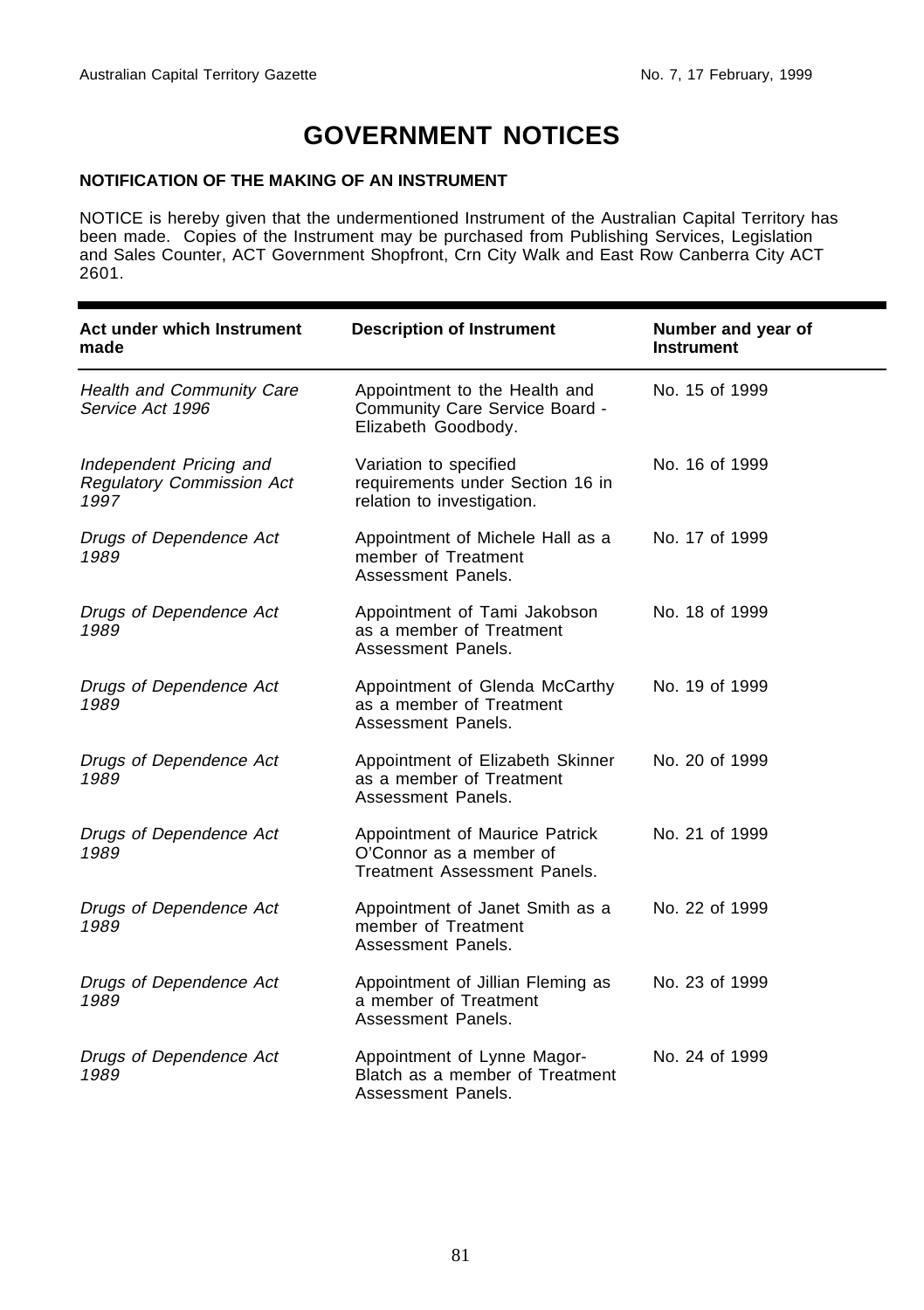# GOVERNMENT NOTICES

### NOTIFICATION OF THE MAKING OF AN INSTRUMENT

NOTICE is hereby given that the undermentioned Instrument of the Australian Capital Territory has been made. Copies of the Instrument may be purchased from Publishing Services, Legislation and Sales Counter, ACT Government Shopfront, Crn City Walk and East Row Canberra City ACT 2601.

| Act under which Instrument made | Description of Instrument | Number and year of Instrument |
|---|---|---|
| *Health and Community Care Service Act 1996* | Appointment to the Health and Community Care Service Board - Elizabeth Goodbody. | No. 15 of 1999 |
| *Independent Pricing and Regulatory Commission Act 1997* | Variation to specified requirements under Section 16 in relation to investigation. | No. 16 of 1999 |
| *Drugs of Dependence Act 1989* | Appointment of Michele Hall as a member of Treatment Assessment Panels. | No. 17 of 1999 |
| *Drugs of Dependence Act 1989* | Appointment of Tami Jakobson as a member of Treatment Assessment Panels. | No. 18 of 1999 |
| *Drugs of Dependence Act 1989* | Appointment of Glenda McCarthy as a member of Treatment Assessment Panels. | No. 19 of 1999 |
| *Drugs of Dependence Act 1989* | Appointment of Elizabeth Skinner as a member of Treatment Assessment Panels. | No. 20 of 1999 |
| *Drugs of Dependence Act 1989* | Appointment of Maurice Patrick O'Connor as a member of Treatment Assessment Panels. | No. 21 of 1999 |
| *Drugs of Dependence Act 1989* | Appointment of Janet Smith as a member of Treatment Assessment Panels. | No. 22 of 1999 |
| *Drugs of Dependence Act 1989* | Appointment of Jillian Fleming as a member of Treatment Assessment Panels. | No. 23 of 1999 |
| *Drugs of Dependence Act 1989* | Appointment of Lynne Magor-Blatch as a member of Treatment Assessment Panels. | No. 24 of 1999 |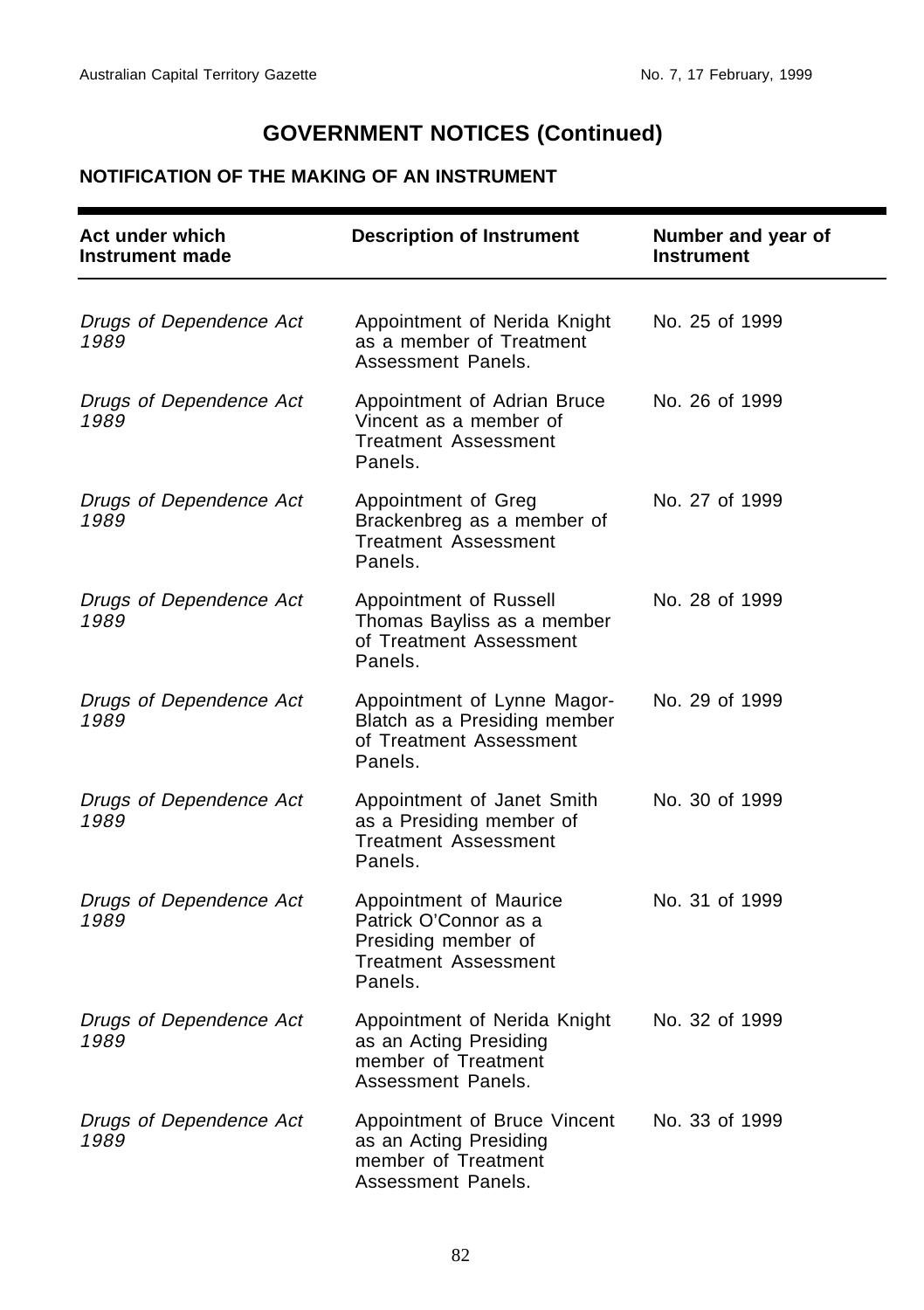## GOVERNMENT NOTICES (Continued)

### NOTIFICATION OF THE MAKING OF AN INSTRUMENT

| Act under which Instrument made | Description of Instrument | Number and year of Instrument |
|---|---|---|
| *Drugs of Dependence Act 1989* | Appointment of Nerida Knight as a member of Treatment Assessment Panels. | No. 25 of 1999 |
| *Drugs of Dependence Act 1989* | Appointment of Adrian Bruce Vincent as a member of Treatment Assessment Panels. | No. 26 of 1999 |
| *Drugs of Dependence Act 1989* | Appointment of Greg Brackenbreg as a member of Treatment Assessment Panels. | No. 27 of 1999 |
| *Drugs of Dependence Act 1989* | Appointment of Russell Thomas Bayliss as a member of Treatment Assessment Panels. | No. 28 of 1999 |
| *Drugs of Dependence Act 1989* | Appointment of Lynne Magor-Blatch as a Presiding member of Treatment Assessment Panels. | No. 29 of 1999 |
| *Drugs of Dependence Act 1989* | Appointment of Janet Smith as a Presiding member of Treatment Assessment Panels. | No. 30 of 1999 |
| *Drugs of Dependence Act 1989* | Appointment of Maurice Patrick O'Connor as a Presiding member of Treatment Assessment Panels. | No. 31 of 1999 |
| *Drugs of Dependence Act 1989* | Appointment of Nerida Knight as an Acting Presiding member of Treatment Assessment Panels. | No. 32 of 1999 |
| *Drugs of Dependence Act 1989* | Appointment of Bruce Vincent as an Acting Presiding member of Treatment Assessment Panels. | No. 33 of 1999 |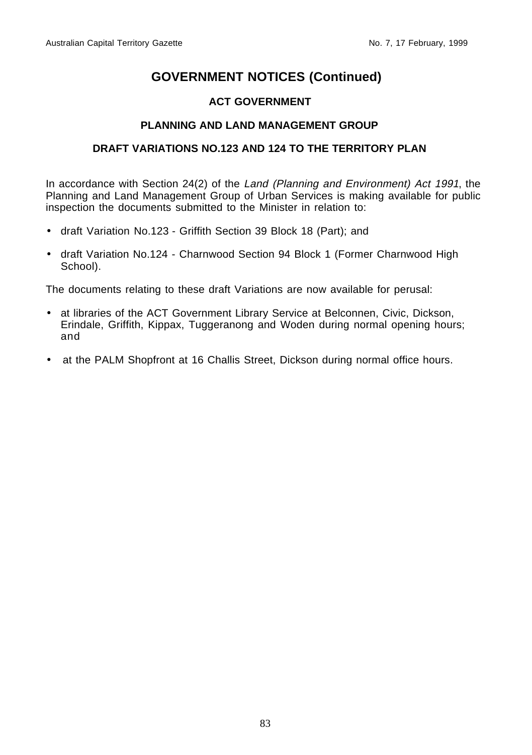# GOVERNMENT NOTICES (Continued)

## ACT GOVERNMENT

### PLANNING AND LAND MANAGEMENT GROUP

### DRAFT VARIATIONS NO.123 AND 124 TO THE TERRITORY PLAN

In accordance with Section 24(2) of the *Land (Planning and Environment) Act 1991*, the Planning and Land Management Group of Urban Services is making available for public inspection the documents submitted to the Minister in relation to:

- draft Variation No.123 - Griffith Section 39 Block 18 (Part); and
- draft Variation No.124 - Charnwood Section 94 Block 1 (Former Charnwood High School).

The documents relating to these draft Variations are now available for perusal:

- at libraries of the ACT Government Library Service at Belconnen, Civic, Dickson, Erindale, Griffith, Kippax, Tuggeranong and Woden during normal opening hours; and
- at the PALM Shopfront at 16 Challis Street, Dickson during normal office hours.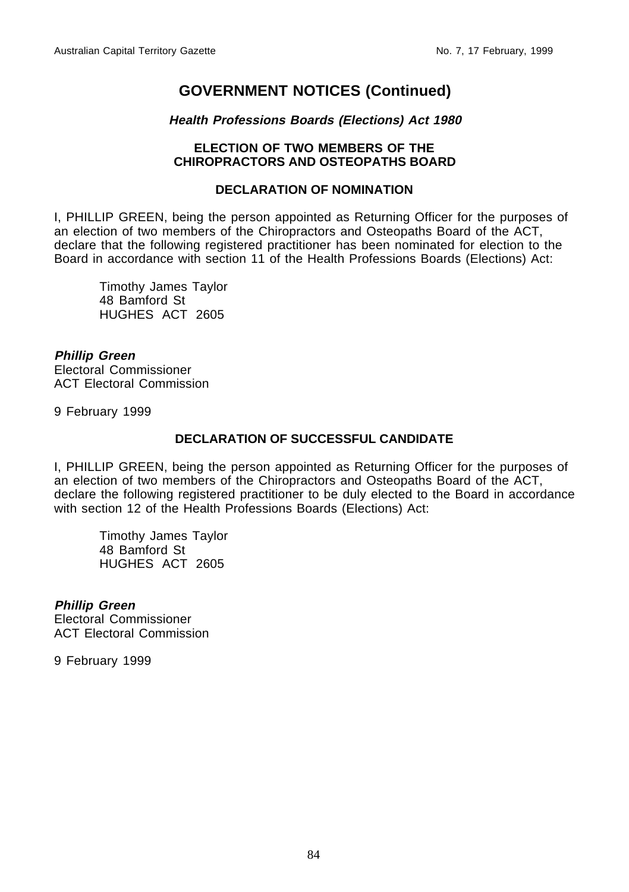# GOVERNMENT NOTICES (Continued)

***Health Professions Boards (Elections) Act 1980***

**ELECTION OF TWO MEMBERS OF THE CHIROPRACTORS AND OSTEOPATHS BOARD**

**DECLARATION OF NOMINATION**

I, PHILLIP GREEN, being the person appointed as Returning Officer for the purposes of an election of two members of the Chiropractors and Osteopaths Board of the ACT, declare that the following registered practitioner has been nominated for election to the Board in accordance with section 11 of the Health Professions Boards (Elections) Act:

Timothy James Taylor
48 Bamford St
HUGHES ACT 2605

***Phillip Green***
Electoral Commissioner
ACT Electoral Commission

9 February 1999

**DECLARATION OF SUCCESSFUL CANDIDATE**

I, PHILLIP GREEN, being the person appointed as Returning Officer for the purposes of an election of two members of the Chiropractors and Osteopaths Board of the ACT, declare the following registered practitioner to be duly elected to the Board in accordance with section 12 of the Health Professions Boards (Elections) Act:

Timothy James Taylor
48 Bamford St
HUGHES ACT 2605

***Phillip Green***
Electoral Commissioner
ACT Electoral Commission

9 February 1999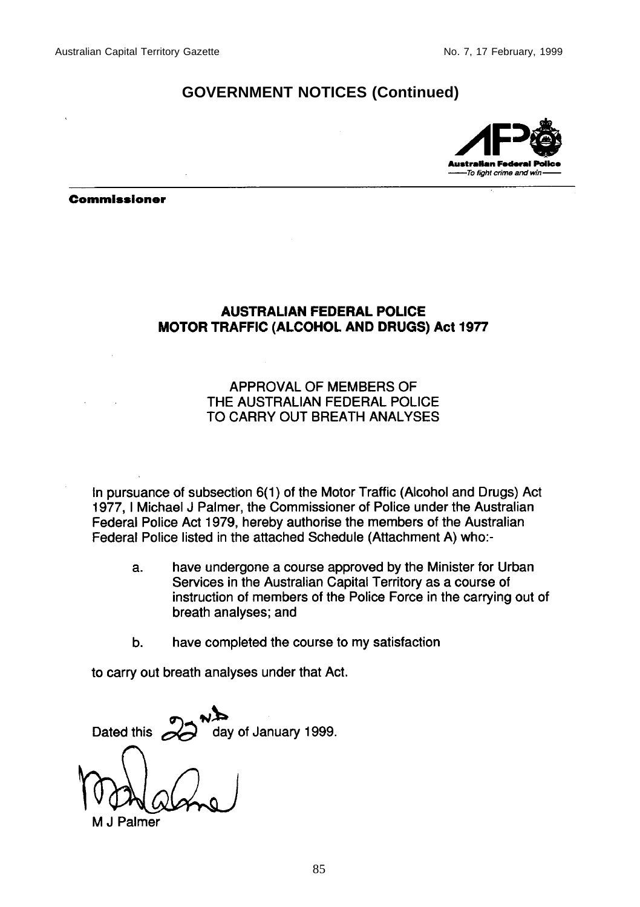## GOVERNMENT NOTICES (Continued)

Australian Federal Police
—To fight crime and win—

**Commissioner**

### AUSTRALIAN FEDERAL POLICE
### MOTOR TRAFFIC (ALCOHOL AND DRUGS) Act 1977

APPROVAL OF MEMBERS OF
THE AUSTRALIAN FEDERAL POLICE
TO CARRY OUT BREATH ANALYSES

In pursuance of subsection 6(1) of the Motor Traffic (Alcohol and Drugs) Act 1977, I Michael J Palmer, the Commissioner of Police under the Australian Federal Police Act 1979, hereby authorise the members of the Australian Federal Police listed in the attached Schedule (Attachment A) who:-

a. have undergone a course approved by the Minister for Urban Services in the Australian Capital Territory as a course of instruction of members of the Police Force in the carrying out of breath analyses; and

b. have completed the course to my satisfaction

to carry out breath analyses under that Act.

Dated this 22nd day of January 1999.

M J Palmer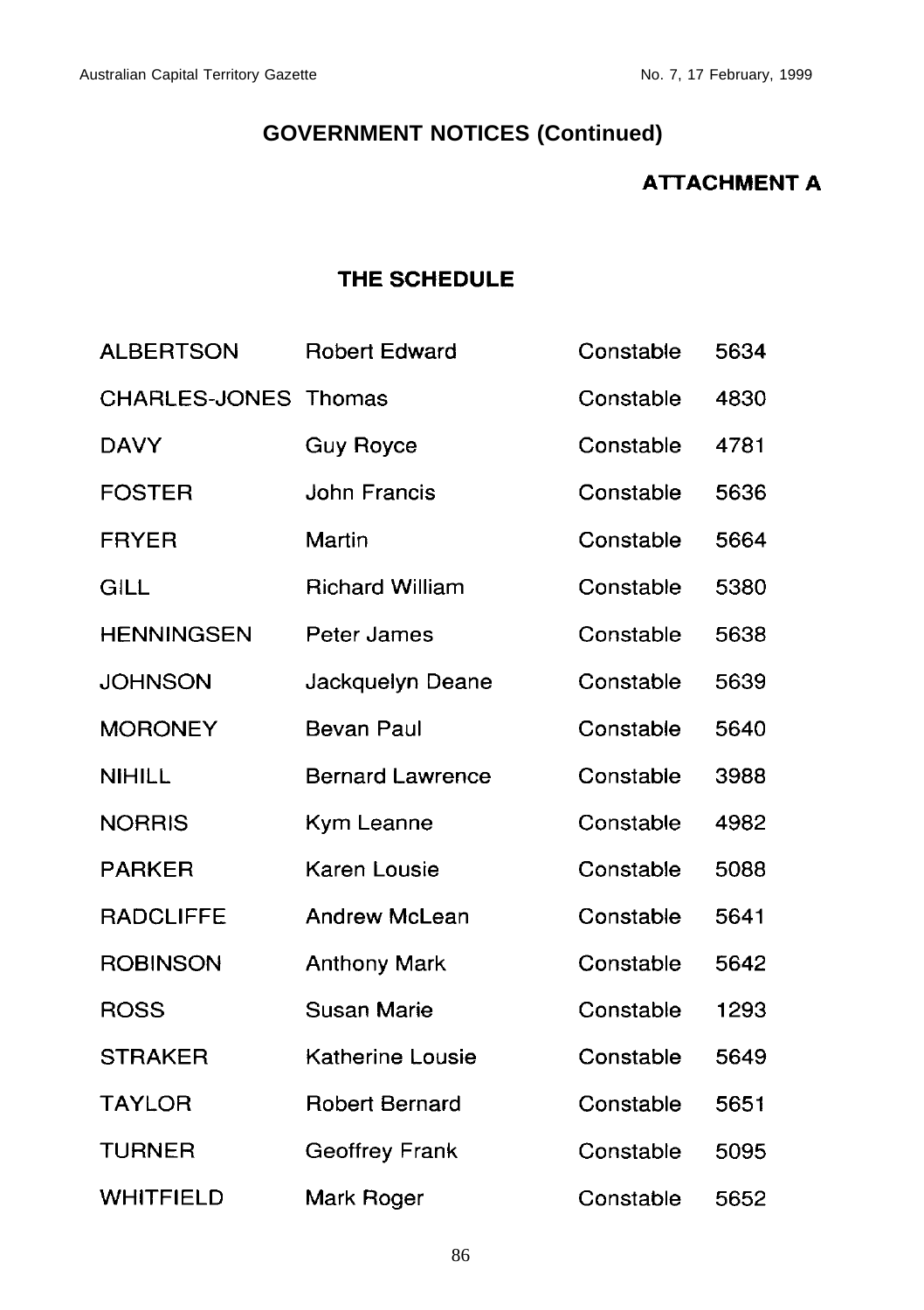## GOVERNMENT NOTICES (Continued)

**ATTACHMENT A**

### THE SCHEDULE

| | | | |
|---|---|---|---|
| ALBERTSON | Robert Edward | Constable | 5634 |
| CHARLES-JONES | Thomas | Constable | 4830 |
| DAVY | Guy Royce | Constable | 4781 |
| FOSTER | John Francis | Constable | 5636 |
| FRYER | Martin | Constable | 5664 |
| GILL | Richard William | Constable | 5380 |
| HENNINGSEN | Peter James | Constable | 5638 |
| JOHNSON | Jackquelyn Deane | Constable | 5639 |
| MORONEY | Bevan Paul | Constable | 5640 |
| NIHILL | Bernard Lawrence | Constable | 3988 |
| NORRIS | Kym Leanne | Constable | 4982 |
| PARKER | Karen Lousie | Constable | 5088 |
| RADCLIFFE | Andrew McLean | Constable | 5641 |
| ROBINSON | Anthony Mark | Constable | 5642 |
| ROSS | Susan Marie | Constable | 1293 |
| STRAKER | Katherine Lousie | Constable | 5649 |
| TAYLOR | Robert Bernard | Constable | 5651 |
| TURNER | Geoffrey Frank | Constable | 5095 |
| WHITFIELD | Mark Roger | Constable | 5652 |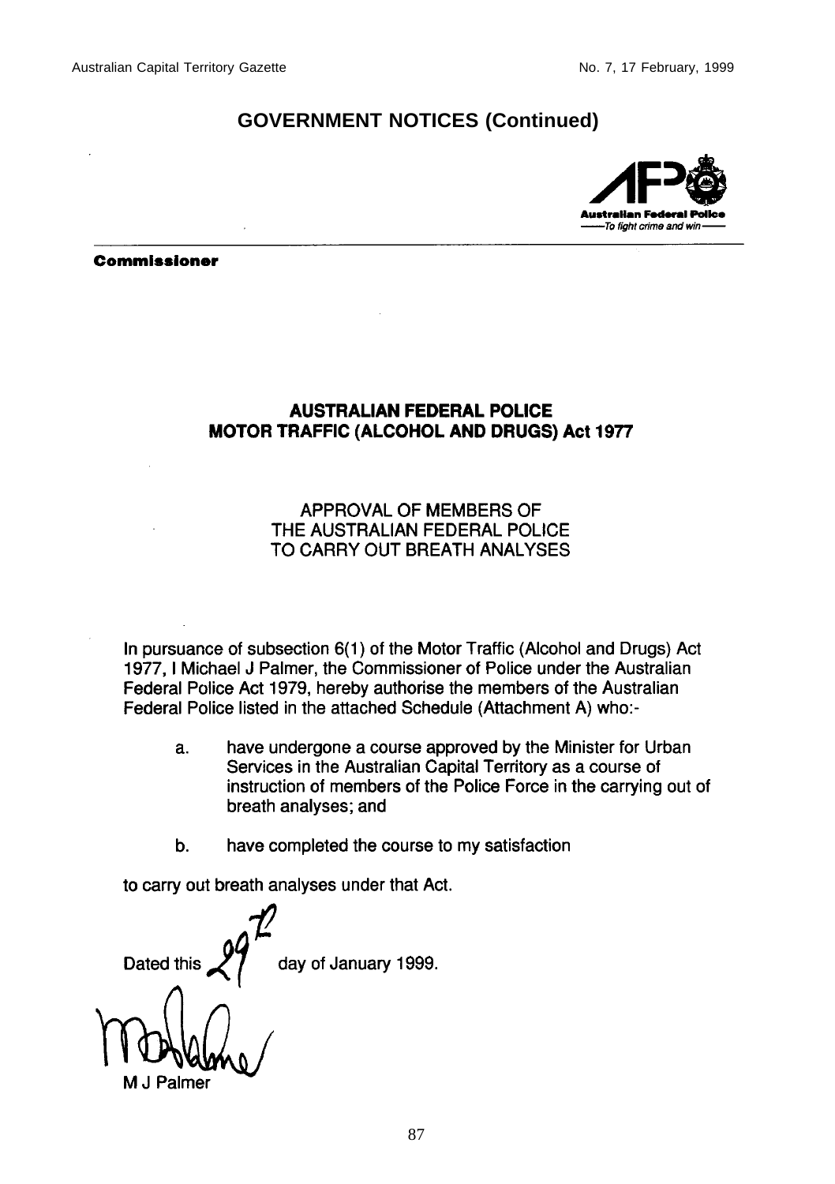## GOVERNMENT NOTICES (Continued)

Australian Federal Police
——To fight crime and win——

**Commissioner**

### AUSTRALIAN FEDERAL POLICE
### MOTOR TRAFFIC (ALCOHOL AND DRUGS) Act 1977

APPROVAL OF MEMBERS OF
THE AUSTRALIAN FEDERAL POLICE
TO CARRY OUT BREATH ANALYSES

In pursuance of subsection 6(1) of the Motor Traffic (Alcohol and Drugs) Act 1977, I Michael J Palmer, the Commissioner of Police under the Australian Federal Police Act 1979, hereby authorise the members of the Australian Federal Police listed in the attached Schedule (Attachment A) who:-

a. have undergone a course approved by the Minister for Urban Services in the Australian Capital Territory as a course of instruction of members of the Police Force in the carrying out of breath analyses; and

b. have completed the course to my satisfaction

to carry out breath analyses under that Act.

Dated this 29th day of January 1999.

M J Palmer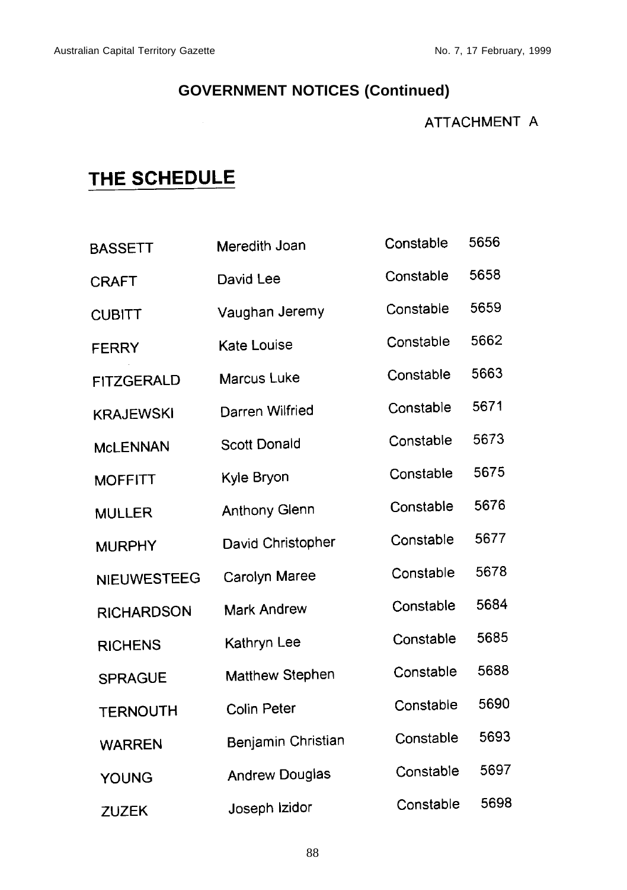## GOVERNMENT NOTICES (Continued)

ATTACHMENT A

# THE SCHEDULE

| | | | |
|---|---|---|---|
| BASSETT | Meredith Joan | Constable | 5656 |
| CRAFT | David Lee | Constable | 5658 |
| CUBITT | Vaughan Jeremy | Constable | 5659 |
| FERRY | Kate Louise | Constable | 5662 |
| FITZGERALD | Marcus Luke | Constable | 5663 |
| KRAJEWSKI | Darren Wilfried | Constable | 5671 |
| McLENNAN | Scott Donald | Constable | 5673 |
| MOFFITT | Kyle Bryon | Constable | 5675 |
| MULLER | Anthony Glenn | Constable | 5676 |
| MURPHY | David Christopher | Constable | 5677 |
| NIEUWESTEEG | Carolyn Maree | Constable | 5678 |
| RICHARDSON | Mark Andrew | Constable | 5684 |
| RICHENS | Kathryn Lee | Constable | 5685 |
| SPRAGUE | Matthew Stephen | Constable | 5688 |
| TERNOUTH | Colin Peter | Constable | 5690 |
| WARREN | Benjamin Christian | Constable | 5693 |
| YOUNG | Andrew Douglas | Constable | 5697 |
| ZUZEK | Joseph Izidor | Constable | 5698 |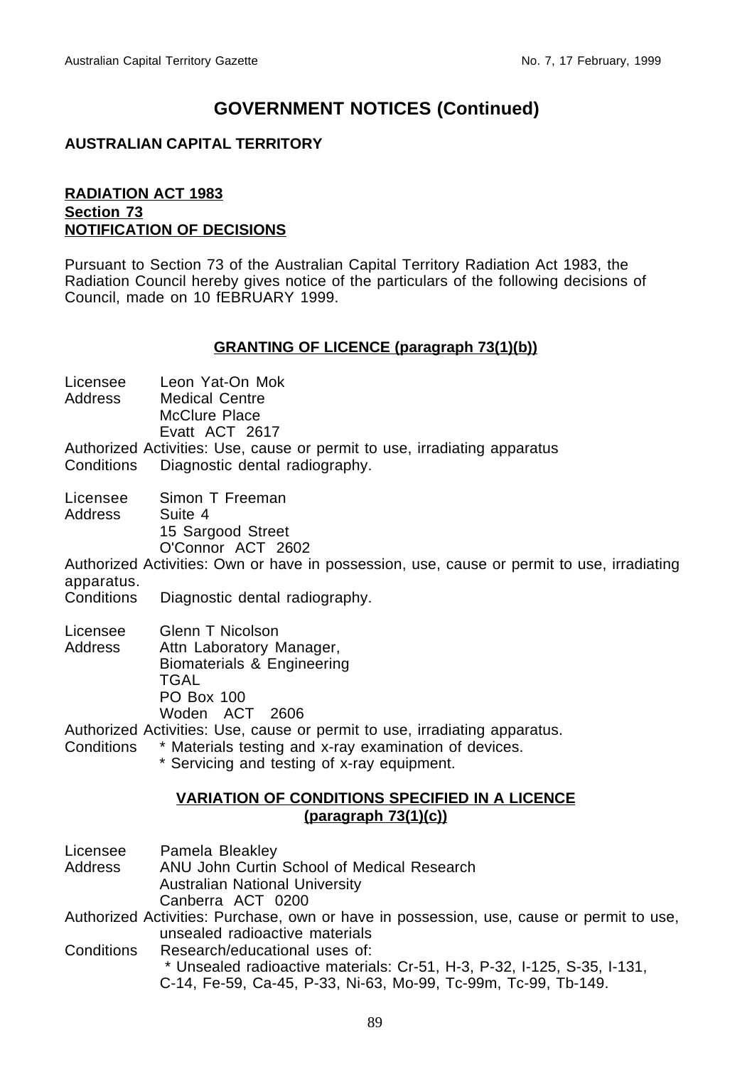# GOVERNMENT NOTICES (Continued)

**AUSTRALIAN CAPITAL TERRITORY**

**RADIATION ACT 1983**
**Section 73**
**NOTIFICATION OF DECISIONS**

Pursuant to Section 73 of the Australian Capital Territory Radiation Act 1983, the Radiation Council hereby gives notice of the particulars of the following decisions of Council, made on 10 fEBRUARY 1999.

## GRANTING OF LICENCE (paragraph 73(1)(b))

Licensee Leon Yat-On Mok
Address Medical Centre
McClure Place
Evatt ACT 2617
Authorized Activities: Use, cause or permit to use, irradiating apparatus
Conditions Diagnostic dental radiography.

Licensee Simon T Freeman
Address Suite 4
15 Sargood Street
O'Connor ACT 2602
Authorized Activities: Own or have in possession, use, cause or permit to use, irradiating apparatus.
Conditions Diagnostic dental radiography.

Licensee Glenn T Nicolson
Address Attn Laboratory Manager,
Biomaterials & Engineering
TGAL
PO Box 100
Woden ACT 2606
Authorized Activities: Use, cause or permit to use, irradiating apparatus.
Conditions * Materials testing and x-ray examination of devices.
* Servicing and testing of x-ray equipment.

## VARIATION OF CONDITIONS SPECIFIED IN A LICENCE (paragraph 73(1)(c))

Licensee Pamela Bleakley
Address ANU John Curtin School of Medical Research
Australian National University
Canberra ACT 0200
Authorized Activities: Purchase, own or have in possession, use, cause or permit to use, unsealed radioactive materials
Conditions Research/educational uses of:
* Unsealed radioactive materials: Cr-51, H-3, P-32, I-125, S-35, I-131, C-14, Fe-59, Ca-45, P-33, Ni-63, Mo-99, Tc-99m, Tc-99, Tb-149.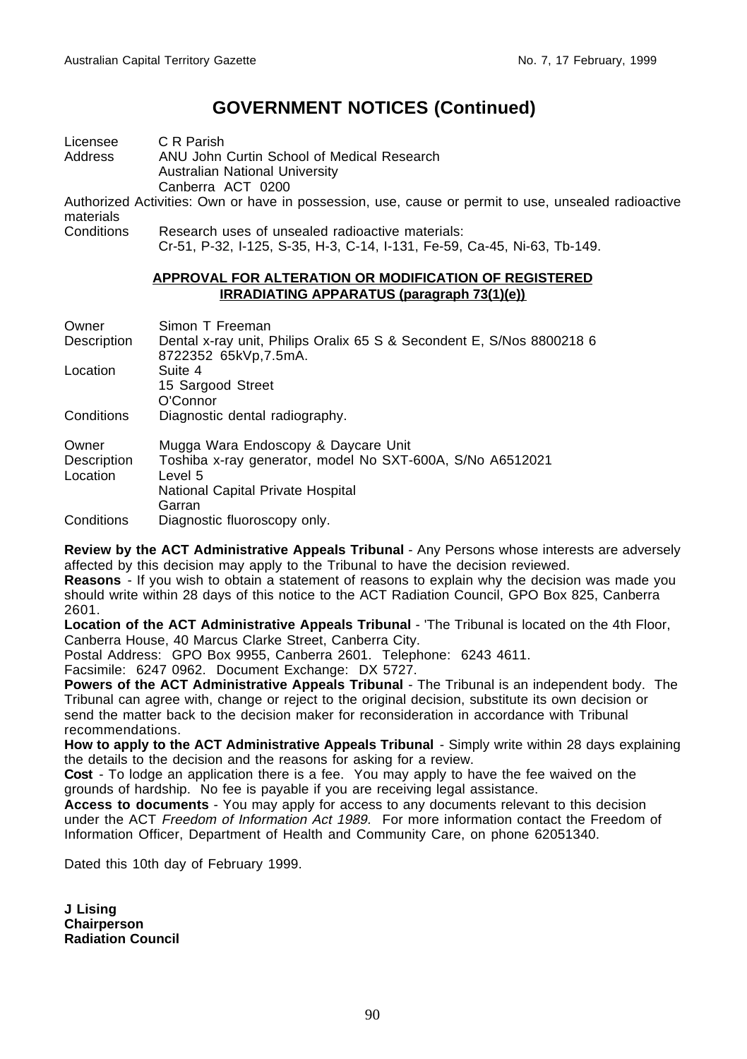# GOVERNMENT NOTICES (Continued)

Licensee C R Parish
Address ANU John Curtin School of Medical Research
Australian National University
Canberra ACT 0200

Authorized Activities: Own or have in possession, use, cause or permit to use, unsealed radioactive materials

Conditions Research uses of unsealed radioactive materials:
Cr-51, P-32, I-125, S-35, H-3, C-14, I-131, Fe-59, Ca-45, Ni-63, Tb-149.

**APPROVAL FOR ALTERATION OR MODIFICATION OF REGISTERED IRRADIATING APPARATUS (paragraph 73(1)(e))**

Owner Simon T Freeman
Description Dental x-ray unit, Philips Oralix 65 S & Secondent E, S/Nos 8800218 6 8722352 65kVp,7.5mA.
Location Suite 4
15 Sargood Street
O'Connor
Conditions Diagnostic dental radiography.

Owner Mugga Wara Endoscopy & Daycare Unit
Description Toshiba x-ray generator, model No SXT-600A, S/No A6512021
Location Level 5
National Capital Private Hospital
Garran
Conditions Diagnostic fluoroscopy only.

**Review by the ACT Administrative Appeals Tribunal** - Any Persons whose interests are adversely affected by this decision may apply to the Tribunal to have the decision reviewed.
**Reasons** - If you wish to obtain a statement of reasons to explain why the decision was made you should write within 28 days of this notice to the ACT Radiation Council, GPO Box 825, Canberra 2601.
**Location of the ACT Administrative Appeals Tribunal** - 'The Tribunal is located on the 4th Floor, Canberra House, 40 Marcus Clarke Street, Canberra City.
Postal Address: GPO Box 9955, Canberra 2601. Telephone: 6243 4611.
Facsimile: 6247 0962. Document Exchange: DX 5727.
**Powers of the ACT Administrative Appeals Tribunal** - The Tribunal is an independent body. The Tribunal can agree with, change or reject to the original decision, substitute its own decision or send the matter back to the decision maker for reconsideration in accordance with Tribunal recommendations.
**How to apply to the ACT Administrative Appeals Tribunal** - Simply write within 28 days explaining the details to the decision and the reasons for asking for a review.
**Cost** - To lodge an application there is a fee. You may apply to have the fee waived on the grounds of hardship. No fee is payable if you are receiving legal assistance.
**Access to documents** - You may apply for access to any documents relevant to this decision under the ACT *Freedom of Information Act 1989.* For more information contact the Freedom of Information Officer, Department of Health and Community Care, on phone 62051340.

Dated this 10th day of February 1999.

**J Lising**
**Chairperson**
**Radiation Council**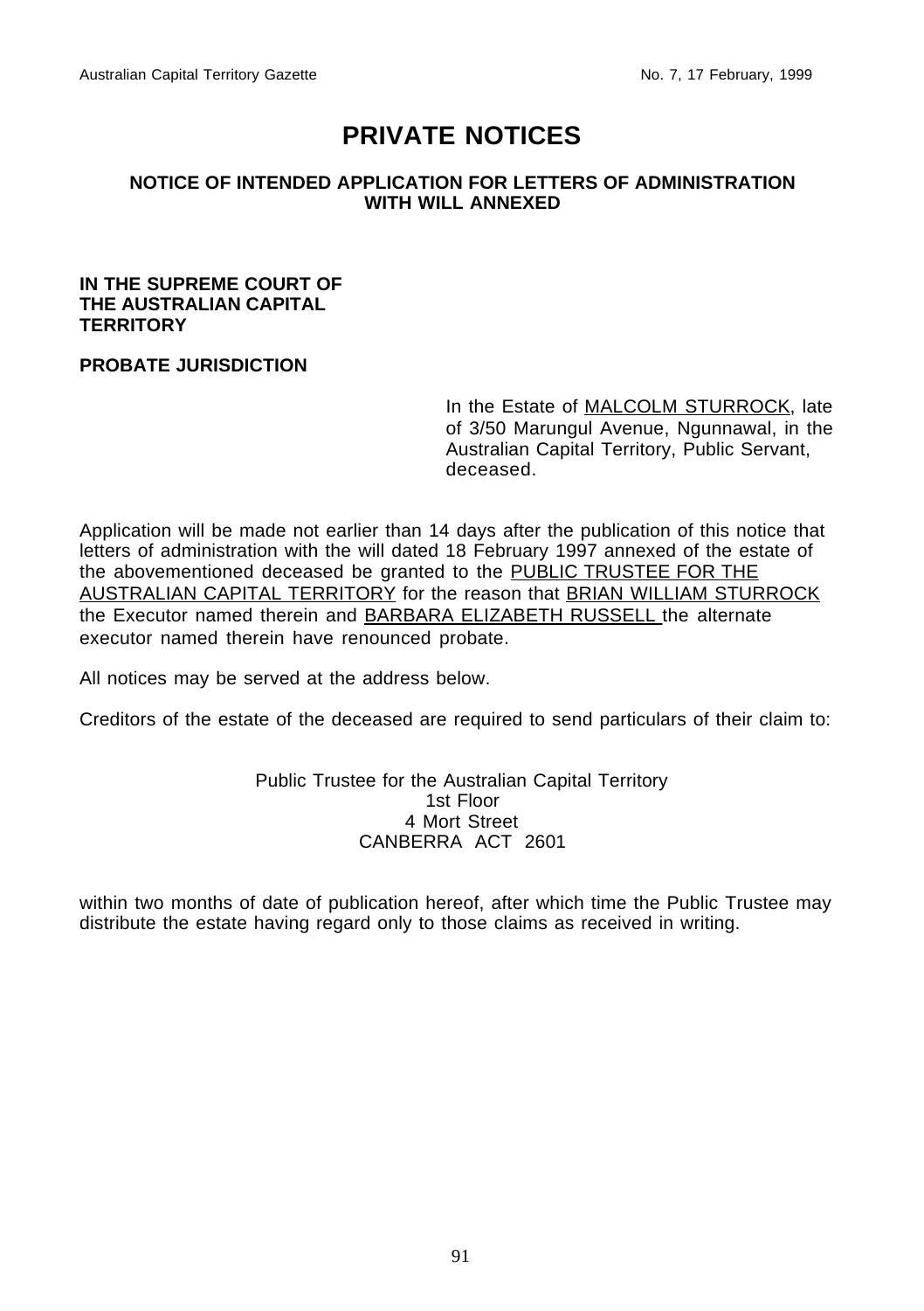# PRIVATE NOTICES

## NOTICE OF INTENDED APPLICATION FOR LETTERS OF ADMINISTRATION WITH WILL ANNEXED

**IN THE SUPREME COURT OF THE AUSTRALIAN CAPITAL TERRITORY**

**PROBATE JURISDICTION**

In the Estate of MALCOLM STURROCK, late of 3/50 Marungul Avenue, Ngunnawal, in the Australian Capital Territory, Public Servant, deceased.

Application will be made not earlier than 14 days after the publication of this notice that letters of administration with the will dated 18 February 1997 annexed of the estate of the abovementioned deceased be granted to the PUBLIC TRUSTEE FOR THE AUSTRALIAN CAPITAL TERRITORY for the reason that BRIAN WILLIAM STURROCK the Executor named therein and BARBARA ELIZABETH RUSSELL the alternate executor named therein have renounced probate.

All notices may be served at the address below.

Creditors of the estate of the deceased are required to send particulars of their claim to:

Public Trustee for the Australian Capital Territory
1st Floor
4 Mort Street
CANBERRA ACT 2601

within two months of date of publication hereof, after which time the Public Trustee may distribute the estate having regard only to those claims as received in writing.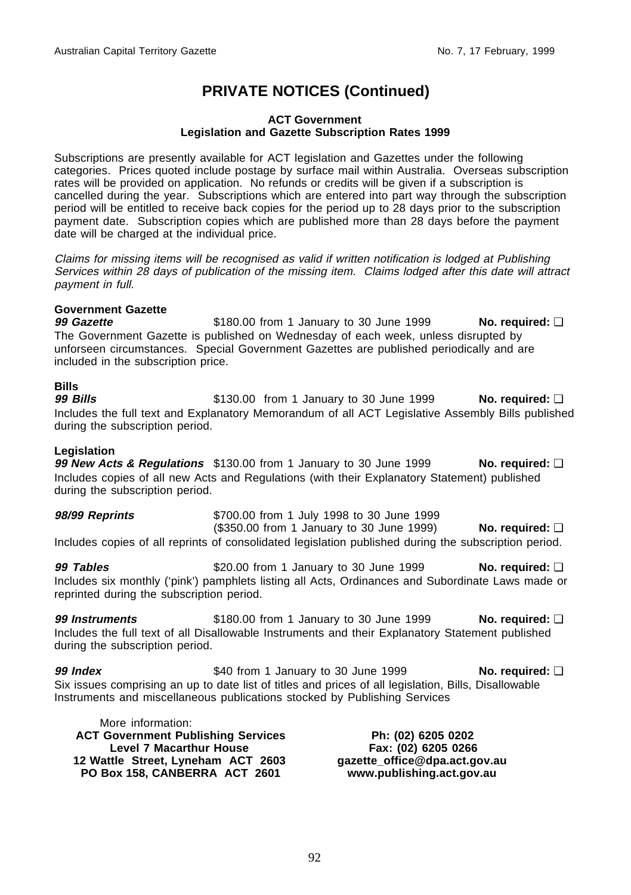# PRIVATE NOTICES (Continued)

**ACT Government**
**Legislation and Gazette Subscription Rates 1999**

Subscriptions are presently available for ACT legislation and Gazettes under the following categories. Prices quoted include postage by surface mail within Australia. Overseas subscription rates will be provided on application. No refunds or credits will be given if a subscription is cancelled during the year. Subscriptions which are entered into part way through the subscription period will be entitled to receive back copies for the period up to 28 days prior to the subscription payment date. Subscription copies which are published more than 28 days before the payment date will be charged at the individual price.

*Claims for missing items will be recognised as valid if written notification is lodged at Publishing Services within 28 days of publication of the missing item. Claims lodged after this date will attract payment in full.*

**Government Gazette**

***99 Gazette*** $180.00 from 1 January to 30 June 1999 **No. required:** ❑

The Government Gazette is published on Wednesday of each week, unless disrupted by unforseen circumstances. Special Government Gazettes are published periodically and are included in the subscription price.

**Bills**

***99 Bills*** $130.00 from 1 January to 30 June 1999 **No. required:** ❑

Includes the full text and Explanatory Memorandum of all ACT Legislative Assembly Bills published during the subscription period.

**Legislation**

***99 New Acts & Regulations*** $130.00 from 1 January to 30 June 1999 **No. required:** ❑

Includes copies of all new Acts and Regulations (with their Explanatory Statement) published during the subscription period.

***98/99 Reprints*** $700.00 from 1 July 1998 to 30 June 1999
($350.00 from 1 January to 30 June 1999) **No. required:** ❑

Includes copies of all reprints of consolidated legislation published during the subscription period.

***99 Tables*** $20.00 from 1 January to 30 June 1999 **No. required:** ❑

Includes six monthly ('pink') pamphlets listing all Acts, Ordinances and Subordinate Laws made or reprinted during the subscription period.

***99 Instruments*** $180.00 from 1 January to 30 June 1999 **No. required:** ❑

Includes the full text of all Disallowable Instruments and their Explanatory Statement published during the subscription period.

***99 Index*** $40 from 1 January to 30 June 1999 **No. required:** ❑

Six issues comprising an up to date list of titles and prices of all legislation, Bills, Disallowable Instruments and miscellaneous publications stocked by Publishing Services

More information:

**ACT Government Publishing Services**
**Level 7 Macarthur House**
**12 Wattle Street, Lyneham ACT 2603**
**PO Box 158, CANBERRA ACT 2601**

**Ph: (02) 6205 0202**
**Fax: (02) 6205 0266**
**gazette_office@dpa.act.gov.au**
**www.publishing.act.gov.au**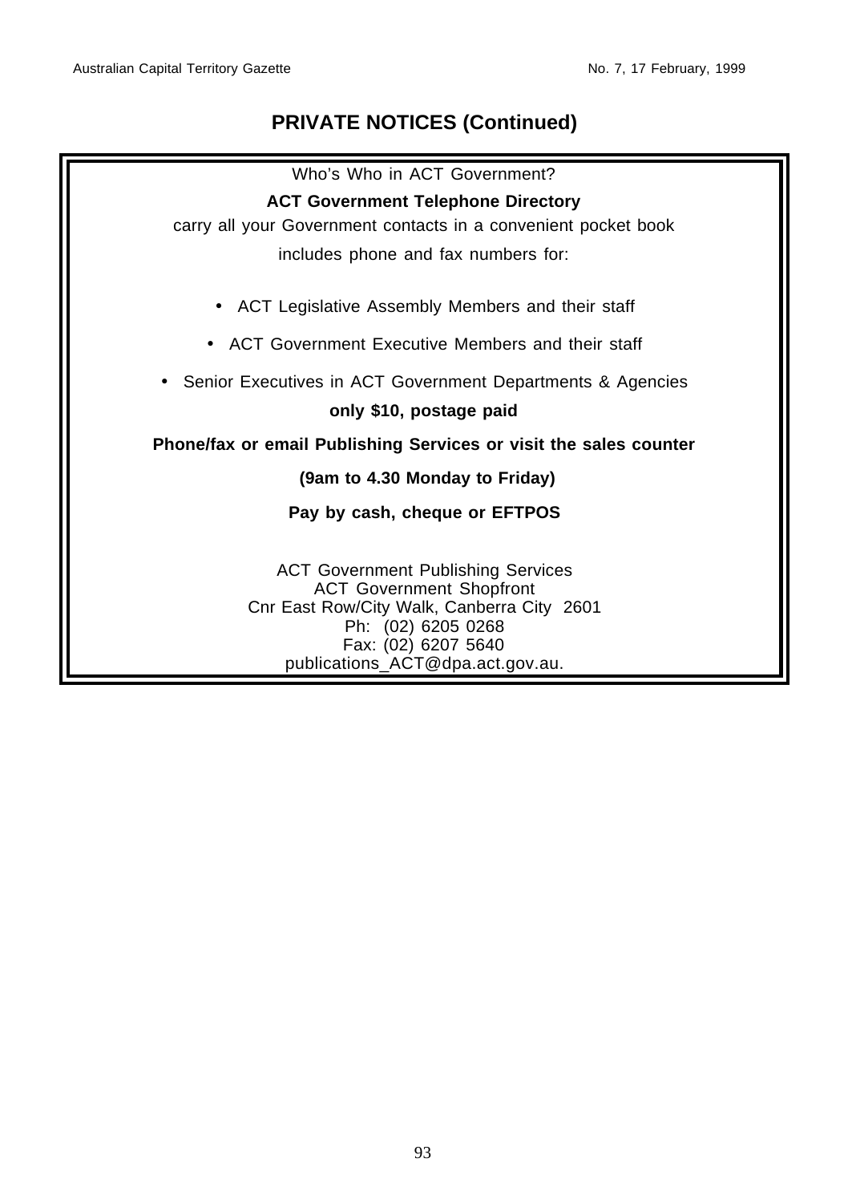## PRIVATE NOTICES (Continued)

Who's Who in ACT Government?

**ACT Government Telephone Directory**

carry all your Government contacts in a convenient pocket book

includes phone and fax numbers for:

- ACT Legislative Assembly Members and their staff
- ACT Government Executive Members and their staff
- Senior Executives in ACT Government Departments & Agencies

**only $10, postage paid**

**Phone/fax or email Publishing Services or visit the sales counter**

**(9am to 4.30 Monday to Friday)**

**Pay by cash, cheque or EFTPOS**

ACT Government Publishing Services
ACT Government Shopfront
Cnr East Row/City Walk, Canberra City 2601
Ph: (02) 6205 0268
Fax: (02) 6207 5640
publications_ACT@dpa.act.gov.au.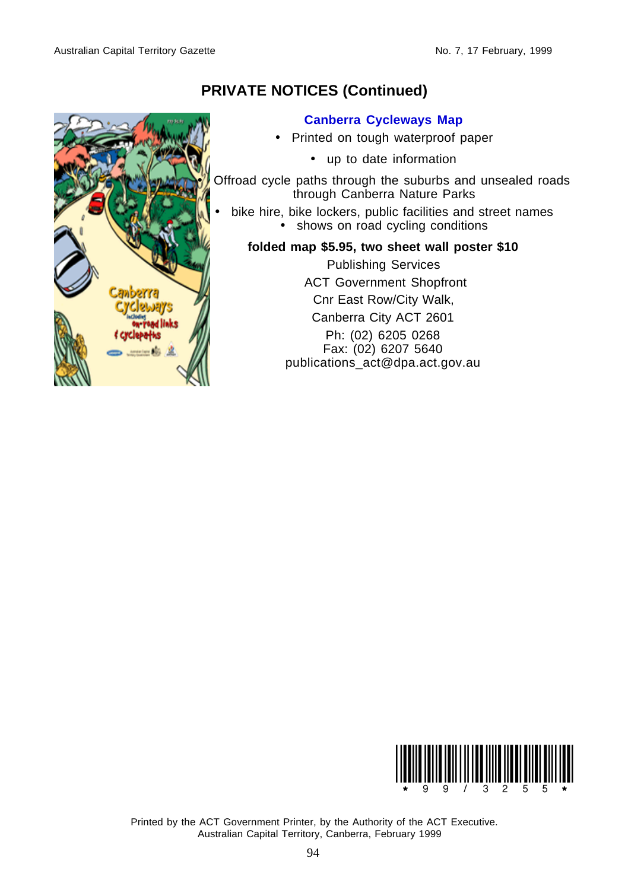## PRIVATE NOTICES (Continued)

### Canberra Cycleways Map

- Printed on tough waterproof paper
- up to date information
- Offroad cycle paths through the suburbs and unsealed roads through Canberra Nature Parks
- bike hire, bike lockers, public facilities and street names
- shows on road cycling conditions

**folded map $5.95, two sheet wall poster $10**

Publishing Services
ACT Government Shopfront
Cnr East Row/City Walk,
Canberra City ACT 2601
Ph: (02) 6205 0268
Fax: (02) 6207 5640
publications_act@dpa.act.gov.au

* 9 9 / 3 2 5 5 *

Printed by the ACT Government Printer, by the Authority of the ACT Executive.
Australian Capital Territory, Canberra, February 1999